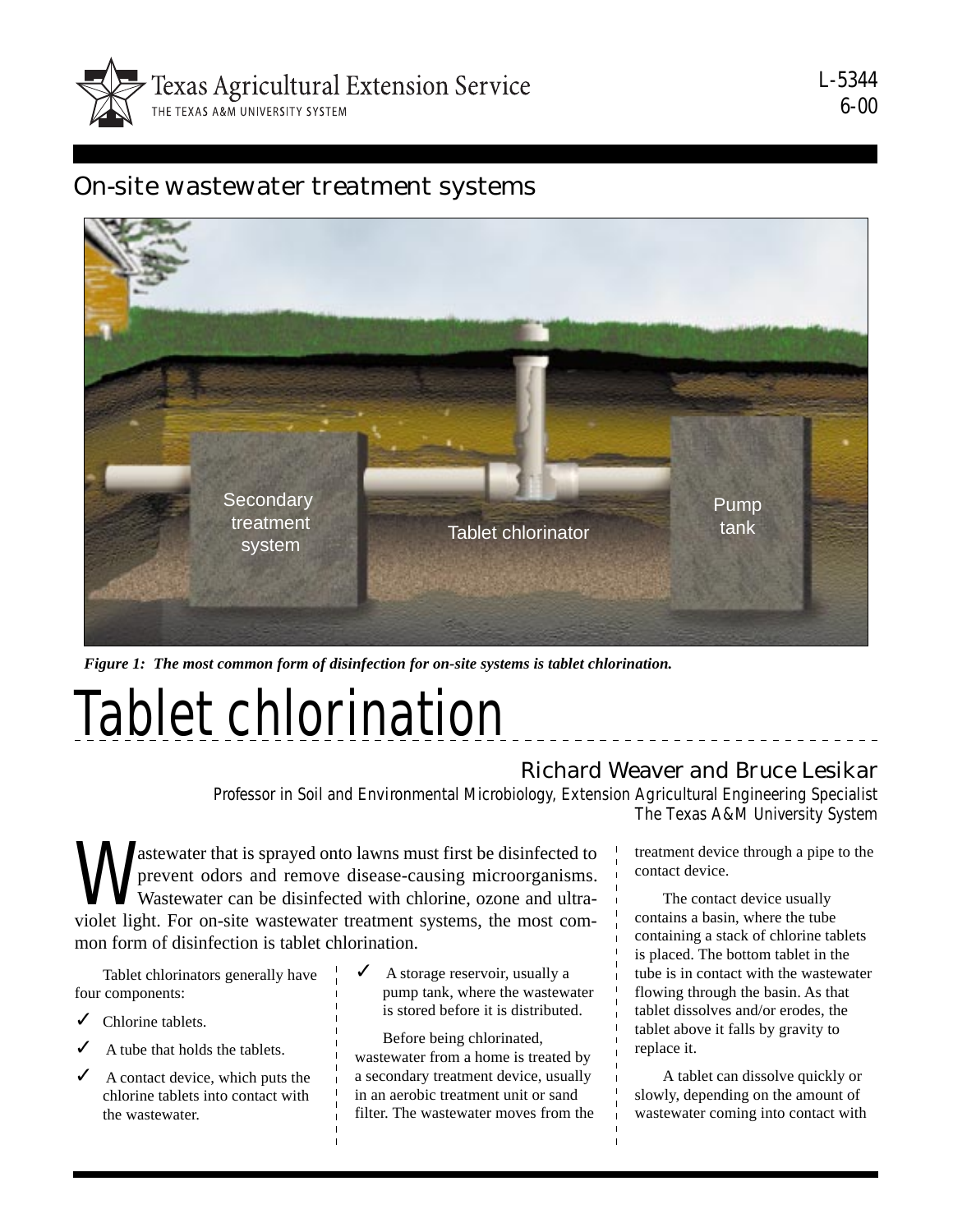Texas Agricultural Extension Service
THE TEXAS A&M UNIVERSITY SYSTEM

L-5344
6-00

## On-site wastewater treatment systems

Secondary treatment system

Tablet chlorinator

Pump tank

*Figure 1: The most common form of disinfection for on-site systems is tablet chlorination.*

# Tablet chlorination

**Richard Weaver and Bruce Lesikar**

*Professor in Soil and Environmental Microbiology, Extension Agricultural Engineering Specialist*
*The Texas A&M University System*

Wastewater that is sprayed onto lawns must first be disinfected to prevent odors and remove disease-causing microorganisms. Wastewater can be disinfected with chlorine, ozone and ultraviolet light. For on-site wastewater treatment systems, the most common form of disinfection is tablet chlorination.

Tablet chlorinators generally have four components:

- ✓ Chlorine tablets.
- ✓ A tube that holds the tablets.
- ✓ A contact device, which puts the chlorine tablets into contact with the wastewater.
- ✓ A storage reservoir, usually a pump tank, where the wastewater is stored before it is distributed.

Before being chlorinated, wastewater from a home is treated by a secondary treatment device, usually in an aerobic treatment unit or sand filter. The wastewater moves from the treatment device through a pipe to the contact device.

The contact device usually contains a basin, where the tube containing a stack of chlorine tablets is placed. The bottom tablet in the tube is in contact with the wastewater flowing through the basin. As that tablet dissolves and/or erodes, the tablet above it falls by gravity to replace it.

A tablet can dissolve quickly or slowly, depending on the amount of wastewater coming into contact with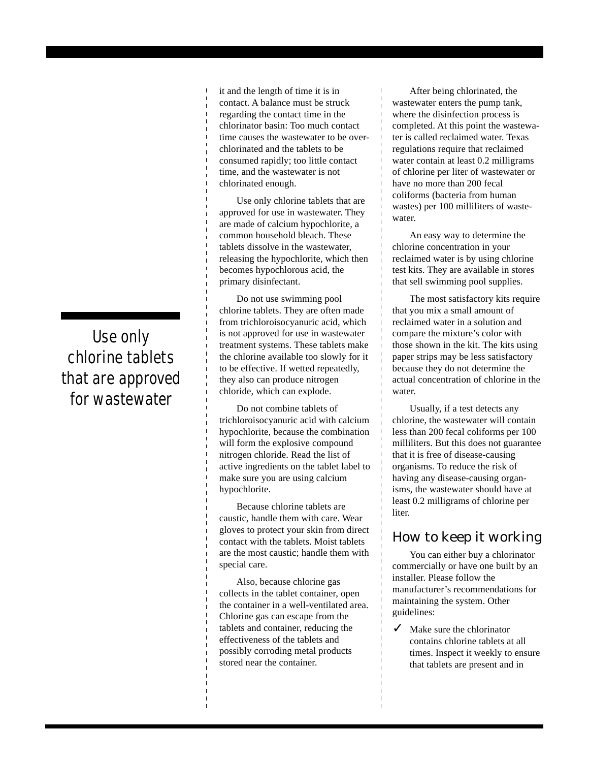it and the length of time it is in contact. A balance must be struck regarding the contact time in the chlorinator basin: Too much contact time causes the wastewater to be overchlorinated and the tablets to be consumed rapidly; too little contact time, and the wastewater is not chlorinated enough.

Use only chlorine tablets that are approved for use in wastewater. They are made of calcium hypochlorite, a common household bleach. These tablets dissolve in the wastewater, releasing the hypochlorite, which then becomes hypochlorous acid, the primary disinfectant.

Use only chlorine tablets that are approved for wastewater

Do not use swimming pool chlorine tablets. They are often made from trichloroisocyanuric acid, which is not approved for use in wastewater treatment systems. These tablets make the chlorine available too slowly for it to be effective. If wetted repeatedly, they also can produce nitrogen chloride, which can explode.

Do not combine tablets of trichloroisocyanuric acid with calcium hypochlorite, because the combination will form the explosive compound nitrogen chloride. Read the list of active ingredients on the tablet label to make sure you are using calcium hypochlorite.

Because chlorine tablets are caustic, handle them with care. Wear gloves to protect your skin from direct contact with the tablets. Moist tablets are the most caustic; handle them with special care.

Also, because chlorine gas collects in the tablet container, open the container in a well-ventilated area. Chlorine gas can escape from the tablets and container, reducing the effectiveness of the tablets and possibly corroding metal products stored near the container.

After being chlorinated, the wastewater enters the pump tank, where the disinfection process is completed. At this point the wastewater is called reclaimed water. Texas regulations require that reclaimed water contain at least 0.2 milligrams of chlorine per liter of wastewater or have no more than 200 fecal coliforms (bacteria from human wastes) per 100 milliliters of wastewater.

An easy way to determine the chlorine concentration in your reclaimed water is by using chlorine test kits. They are available in stores that sell swimming pool supplies.

The most satisfactory kits require that you mix a small amount of reclaimed water in a solution and compare the mixture's color with those shown in the kit. The kits using paper strips may be less satisfactory because they do not determine the actual concentration of chlorine in the water.

Usually, if a test detects any chlorine, the wastewater will contain less than 200 fecal coliforms per 100 milliliters. But this does not guarantee that it is free of disease-causing organisms. To reduce the risk of having any disease-causing organisms, the wastewater should have at least 0.2 milligrams of chlorine per liter.

## How to keep it working

You can either buy a chlorinator commercially or have one built by an installer. Please follow the manufacturer's recommendations for maintaining the system. Other guidelines:

- ✓ Make sure the chlorinator contains chlorine tablets at all times. Inspect it weekly to ensure that tablets are present and in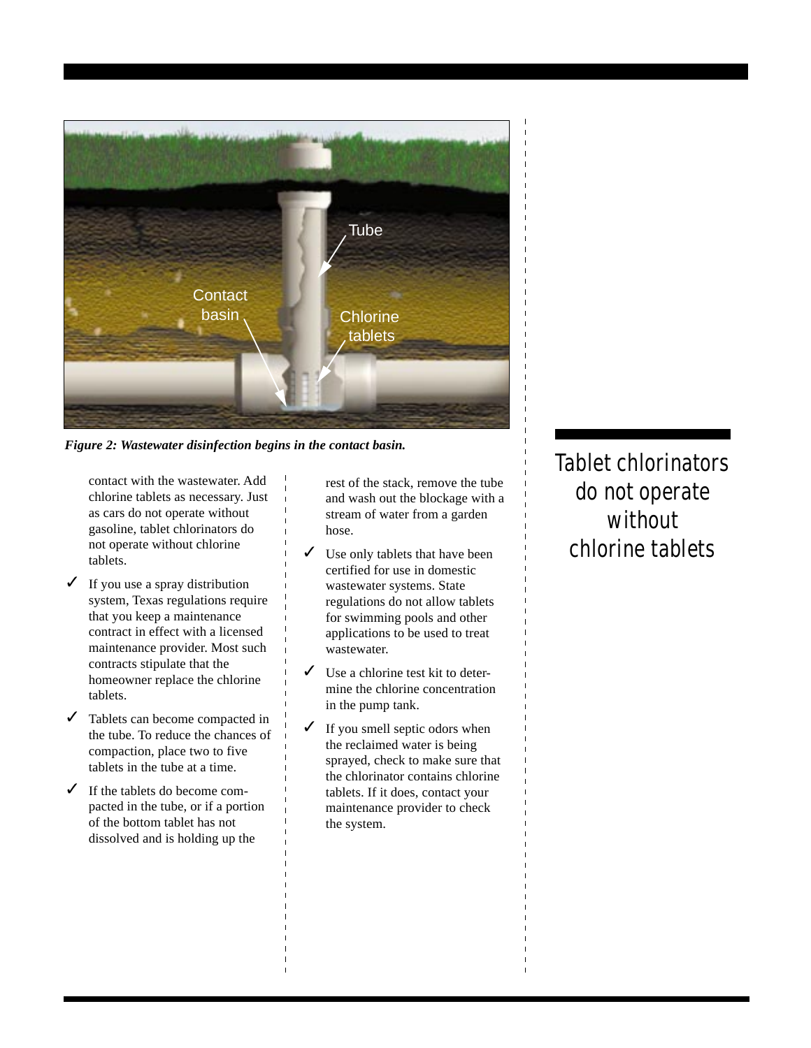Tube

Contact basin

Chlorine tablets

*Figure 2: Wastewater disinfection begins in the contact basin.*

contact with the wastewater. Add chlorine tablets as necessary. Just as cars do not operate without gasoline, tablet chlorinators do not operate without chlorine tablets.

✓ If you use a spray distribution system, Texas regulations require that you keep a maintenance contract in effect with a licensed maintenance provider. Most such contracts stipulate that the homeowner replace the chlorine tablets.

✓ Tablets can become compacted in the tube. To reduce the chances of compaction, place two to five tablets in the tube at a time.

✓ If the tablets do become compacted in the tube, or if a portion of the bottom tablet has not dissolved and is holding up the rest of the stack, remove the tube and wash out the blockage with a stream of water from a garden hose.

✓ Use only tablets that have been certified for use in domestic wastewater systems. State regulations do not allow tablets for swimming pools and other applications to be used to treat wastewater.

✓ Use a chlorine test kit to determine the chlorine concentration in the pump tank.

✓ If you smell septic odors when the reclaimed water is being sprayed, check to make sure that the chlorinator contains chlorine tablets. If it does, contact your maintenance provider to check the system.

Tablet chlorinators do not operate without chlorine tablets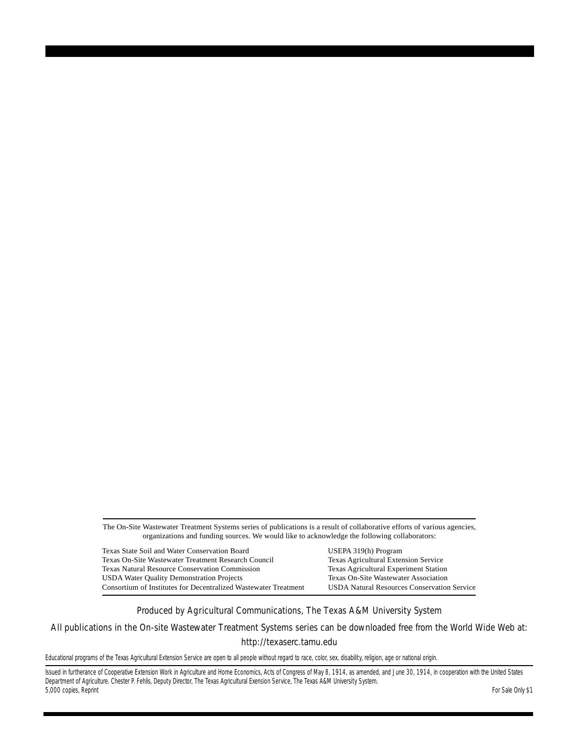The On-Site Wastewater Treatment Systems series of publications is a result of collaborative efforts of various agencies, organizations and funding sources. We would like to acknowledge the following collaborators:

| | |
|---|---|
| Texas State Soil and Water Conservation Board | USEPA 319(h) Program |
| Texas On-Site Wastewater Treatment Research Council | Texas Agricultural Extension Service |
| Texas Natural Resource Conservation Commission | Texas Agricultural Experiment Station |
| USDA Water Quality Demonstration Projects | Texas On-Site Wastewater Association |
| Consortium of Institutes for Decentralized Wastewater Treatment | USDA Natural Resources Conservation Service |

Produced by Agricultural Communications, The Texas A&M University System

All publications in the On-site Wastewater Treatment Systems series can be downloaded free from the World Wide Web at: http://texaserc.tamu.edu

Educational programs of the Texas Agricultural Extension Service are open to all people without regard to race, color, sex, disability, religion, age or national origin.

Issued in furtherance of Cooperative Extension Work in Agriculture and Home Economics, Acts of Congress of May 8, 1914, as amended, and June 30, 1914, in cooperation with the United States Department of Agriculture. Chester P. Fehlis, Deputy Director, The Texas Agricultural Exension Service, The Texas A&M University System.
5,000 copies, Reprint

For Sale Only $1